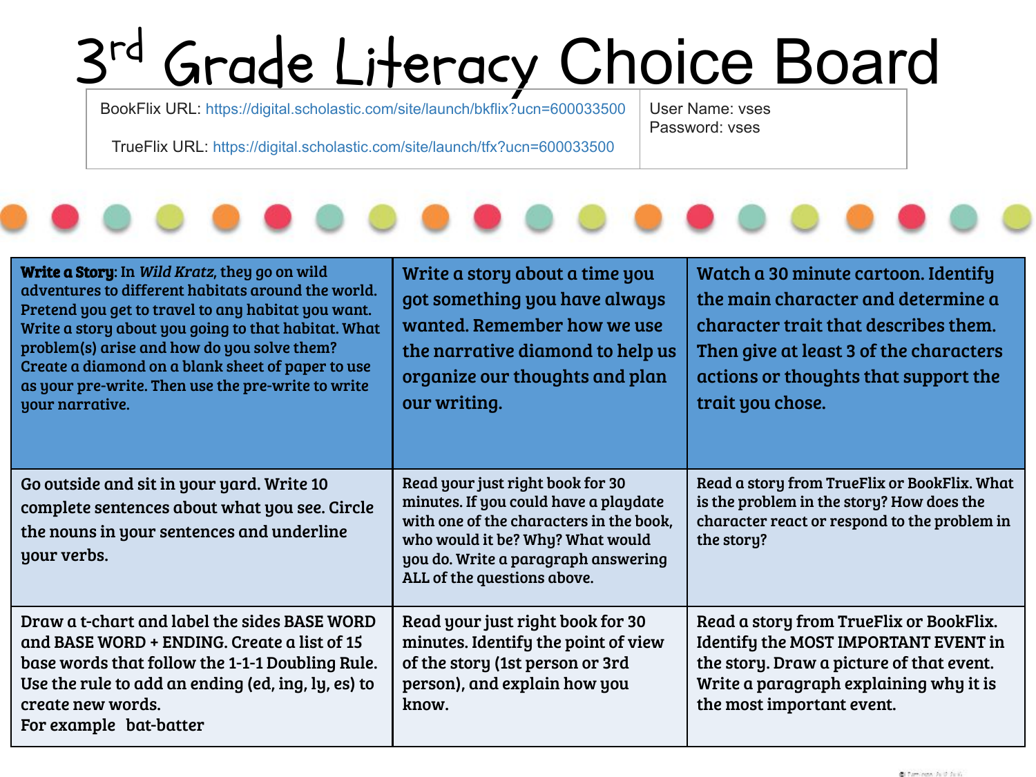# 3rd Grade Literacy Choice Board

| BookFlix URL: https://digital.scholastic.com/site/launch/bkflix?ucn=600033500<br><br>TrueFlix URL: https://digital.scholastic.com/site/launch/tfx?ucn=600033500 | User Name: vses<br>Password: vses |
| --- | --- |

| | | |
| --- | --- | --- |
| **Write a Story**: In *Wild Kratz*, they go on wild adventures to different habitats around the world. Pretend you get to travel to any habitat you want. Write a story about you going to that habitat. What problem(s) arise and how do you solve them? Create a diamond on a blank sheet of paper to use as your pre-write. Then use the pre-write to write your narrative. | Write a story about a time you got something you have always wanted. Remember how we use the narrative diamond to help us organize our thoughts and plan our writing. | Watch a 30 minute cartoon. Identify the main character and determine a character trait that describes them. Then give at least 3 of the characters actions or thoughts that support the trait you chose. |
| Go outside and sit in your yard. Write 10 complete sentences about what you see. Circle the nouns in your sentences and underline your verbs. | Read your just right book for 30 minutes. If you could have a playdate with one of the characters in the book, who would it be? Why? What would you do. Write a paragraph answering ALL of the questions above. | Read a story from TrueFlix or BookFlix. What is the problem in the story? How does the character react or respond to the problem in the story? |
| Draw a t-chart and label the sides BASE WORD and BASE WORD + ENDING. Create a list of 15 base words that follow the 1-1-1 Doubling Rule. Use the rule to add an ending (ed, ing, ly, es) to create new words.<br>For example bat-batter | Read your just right book for 30 minutes. Identify the point of view of the story (1st person or 3rd person), and explain how you know. | Read a story from TrueFlix or BookFlix. Identify the MOST IMPORTANT EVENT in the story. Draw a picture of that event. Write a paragraph explaining why it is the most important event. |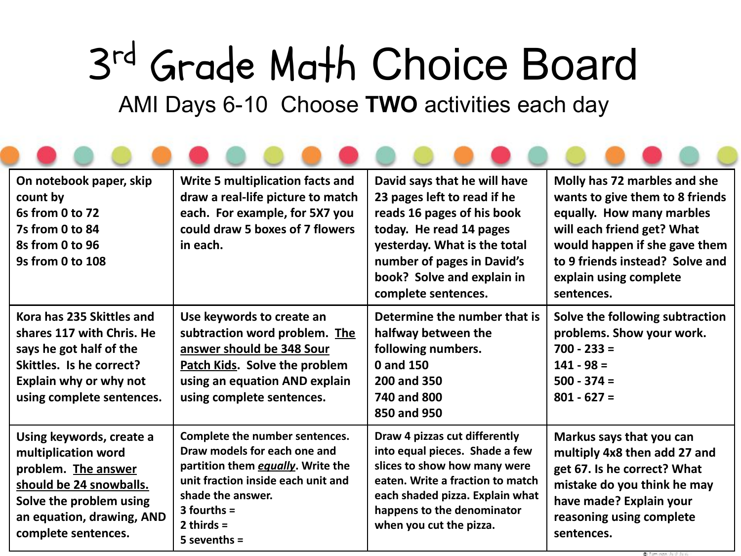# 3rd Grade Math Choice Board

## AMI Days 6-10 Choose **TWO** activities each day

| | | | |
|---|---|---|---|
| **On notebook paper, skip count by**<br>**6s from 0 to 72**<br>**7s from 0 to 84**<br>**8s from 0 to 96**<br>**9s from 0 to 108** | **Write 5 multiplication facts and draw a real-life picture to match each. For example, for 5X7 you could draw 5 boxes of 7 flowers in each.** | **David says that he will have 23 pages left to read if he reads 16 pages of his book today. He read 14 pages yesterday. What is the total number of pages in David's book? Solve and explain in complete sentences.** | **Molly has 72 marbles and she wants to give them to 8 friends equally. How many marbles will each friend get? What would happen if she gave them to 9 friends instead? Solve and explain using complete sentences.** |
| **Kora has 235 Skittles and shares 117 with Chris. He says he got half of the Skittles. Is he correct? Explain why or why not using complete sentences.** | **Use keywords to create an subtraction word problem. <u>The answer should be 348 Sour Patch Kids</u>. Solve the problem using an equation AND explain using complete sentences.** | **Determine the number that is halfway between the following numbers.**<br>**0 and 150**<br>**200 and 350**<br>**740 and 800**<br>**850 and 950** | **Solve the following subtraction problems. Show your work.**<br>**700 - 233 =**<br>**141 - 98 =**<br>**500 - 374 =**<br>**801 - 627 =** |
| **Using keywords, create a multiplication word problem. <u>The answer should be 24 snowballs.</u> Solve the problem using an equation, drawing, AND complete sentences.** | **Complete the number sentences. Draw models for each one and partition them *<u>equally</u>*. Write the unit fraction inside each unit and shade the answer.**<br>**3 fourths =**<br>**2 thirds =**<br>**5 sevenths =** | **Draw 4 pizzas cut differently into equal pieces. Shade a few slices to show how many were eaten. Write a fraction to match each shaded pizza. Explain what happens to the denominator when you cut the pizza.** | **Markus says that you can multiply 4x8 then add 27 and get 67. Is he correct? What mistake do you think he may have made? Explain your reasoning using complete sentences.** |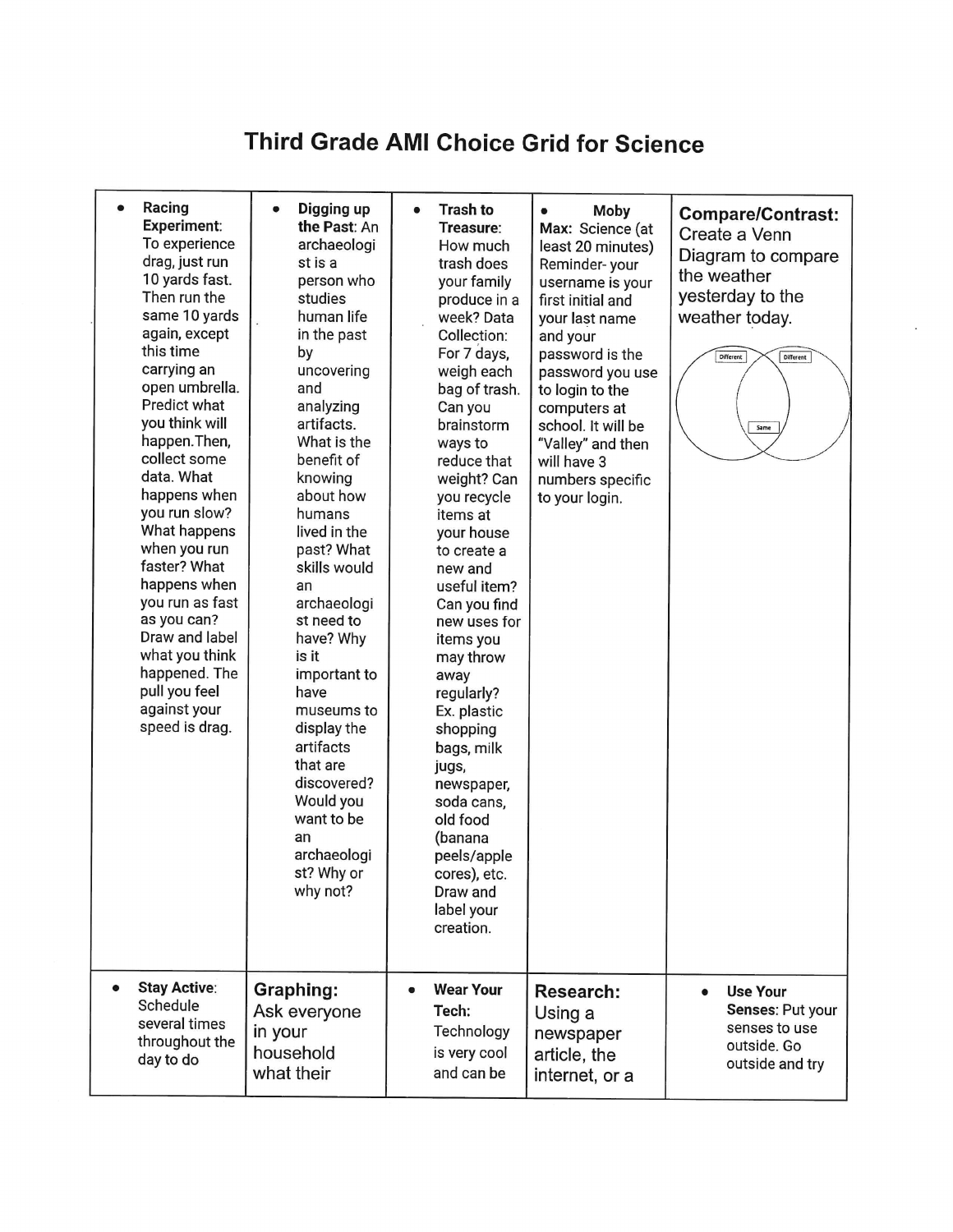# Third Grade AMI Choice Grid for Science

| | | | | |
|---|---|---|---|---|
| • **Racing Experiment**: To experience drag, just run 10 yards fast. Then run the same 10 yards again, except this time carrying an open umbrella. Predict what you think will happen. Then, collect some data. What happens when you run slow? What happens when you run faster? What happens when you run as fast as you can? Draw and label what you think happened. The pull you feel against your speed is drag. | • **Digging up the Past**: An archaeologist is a person who studies human life in the past by uncovering and analyzing artifacts. What is the benefit of knowing about how humans lived in the past? What skills would an archaeologist need to have? Why is it important to have museums to display the artifacts that are discovered? Would you want to be an archaeologist? Why or why not? | • **Trash to Treasure**: How much trash does your family produce in a week? Data Collection: For 7 days, weigh each bag of trash. Can you brainstorm ways to reduce that weight? Can you recycle items at your house to create a new and useful item? Can you find new uses for items you may throw away regularly? Ex. plastic shopping bags, milk jugs, newspaper, soda cans, old food (banana peels/apple cores), etc. Draw and label your creation. | • **Moby Max**: Science (at least 20 minutes) Reminder- your username is your first initial and your last name and your password is the password you use to login to the computers at school. It will be "Valley" and then will have 3 numbers specific to your login. | **Compare/Contrast:** Create a Venn Diagram to compare the weather yesterday to the weather today. (Different / Same / Different) |
| • **Stay Active**: Schedule several times throughout the day to do | **Graphing:** Ask everyone in your household what their | • **Wear Your Tech:** Technology is very cool and can be | **Research:** Using a newspaper article, the internet, or a | • **Use Your Senses:** Put your senses to use outside. Go outside and try |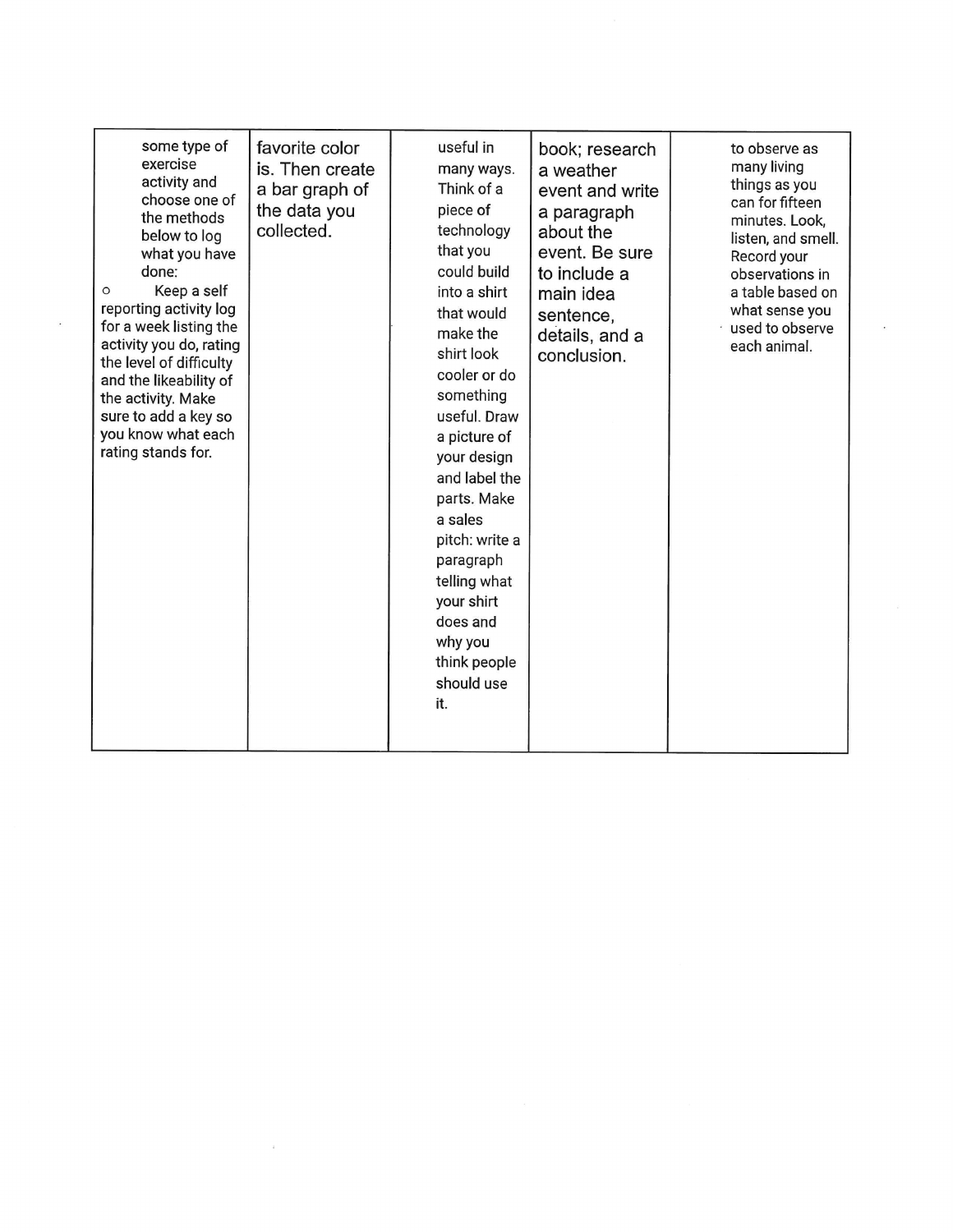| | | | | |
|---|---|---|---|---|
| some type of exercise activity and choose one of the methods below to log what you have done:<br>o Keep a self reporting activity log for a week listing the activity you do, rating the level of difficulty and the likeability of the activity. Make sure to add a key so you know what each rating stands for. | favorite color is. Then create a bar graph of the data you collected. | useful in many ways. Think of a piece of technology that you could build into a shirt that would make the shirt look cooler or do something useful. Draw a picture of your design and label the parts. Make a sales pitch: write a paragraph telling what your shirt does and why you think people should use it. | book; research a weather event and write a paragraph about the event. Be sure to include a main idea sentence, details, and a conclusion. | to observe as many living things as you can for fifteen minutes. Look, listen, and smell. Record your observations in a table based on what sense you used to observe each animal. |